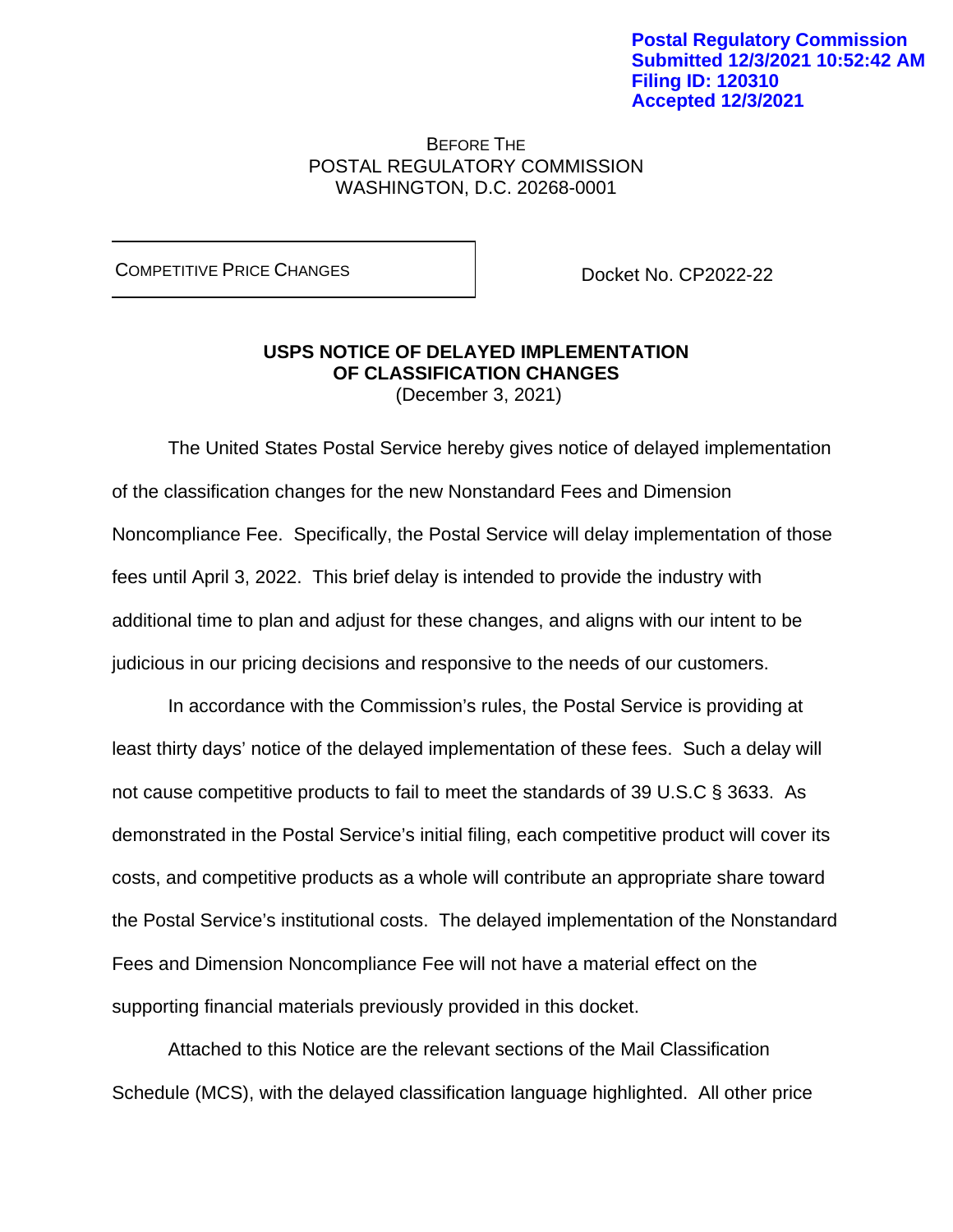Postal Regulatory Commission
Submitted 12/3/2021 10:52:42 AM
Filing ID: 120310
Accepted 12/3/2021

BEFORE THE
POSTAL REGULATORY COMMISSION
WASHINGTON, D.C. 20268-0001

| COMPETITIVE PRICE CHANGES | Docket No. CP2022-22 |
|---|---|

**USPS NOTICE OF DELAYED IMPLEMENTATION OF CLASSIFICATION CHANGES**
(December 3, 2021)

The United States Postal Service hereby gives notice of delayed implementation of the classification changes for the new Nonstandard Fees and Dimension Noncompliance Fee. Specifically, the Postal Service will delay implementation of those fees until April 3, 2022. This brief delay is intended to provide the industry with additional time to plan and adjust for these changes, and aligns with our intent to be judicious in our pricing decisions and responsive to the needs of our customers.

In accordance with the Commission's rules, the Postal Service is providing at least thirty days' notice of the delayed implementation of these fees. Such a delay will not cause competitive products to fail to meet the standards of 39 U.S.C § 3633. As demonstrated in the Postal Service's initial filing, each competitive product will cover its costs, and competitive products as a whole will contribute an appropriate share toward the Postal Service's institutional costs. The delayed implementation of the Nonstandard Fees and Dimension Noncompliance Fee will not have a material effect on the supporting financial materials previously provided in this docket.

Attached to this Notice are the relevant sections of the Mail Classification Schedule (MCS), with the delayed classification language highlighted. All other price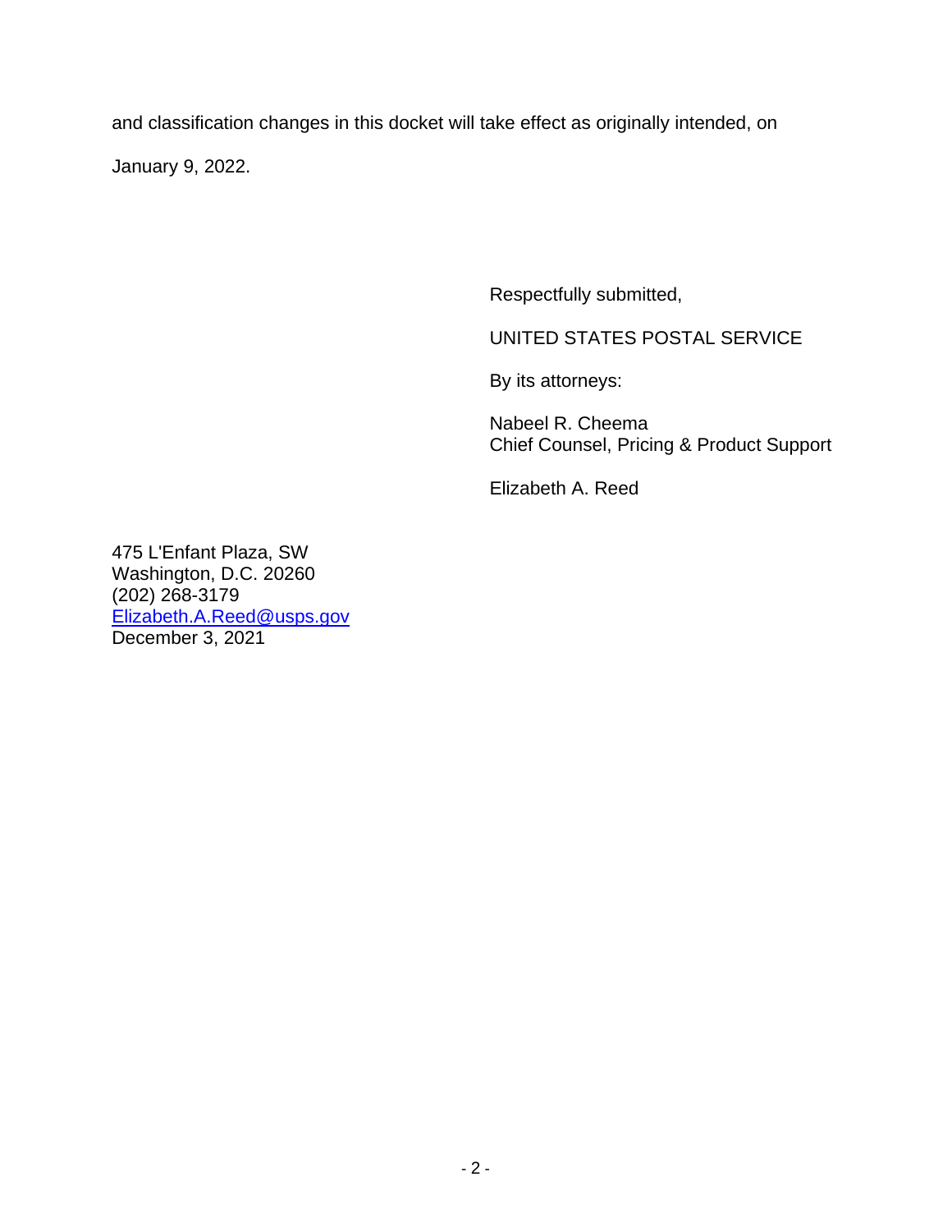and classification changes in this docket will take effect as originally intended, on January 9, 2022.

Respectfully submitted,

UNITED STATES POSTAL SERVICE

By its attorneys:

Nabeel R. Cheema
Chief Counsel, Pricing & Product Support

Elizabeth A. Reed

475 L'Enfant Plaza, SW
Washington, D.C. 20260
(202) 268-3179
Elizabeth.A.Reed@usps.gov
December 3, 2021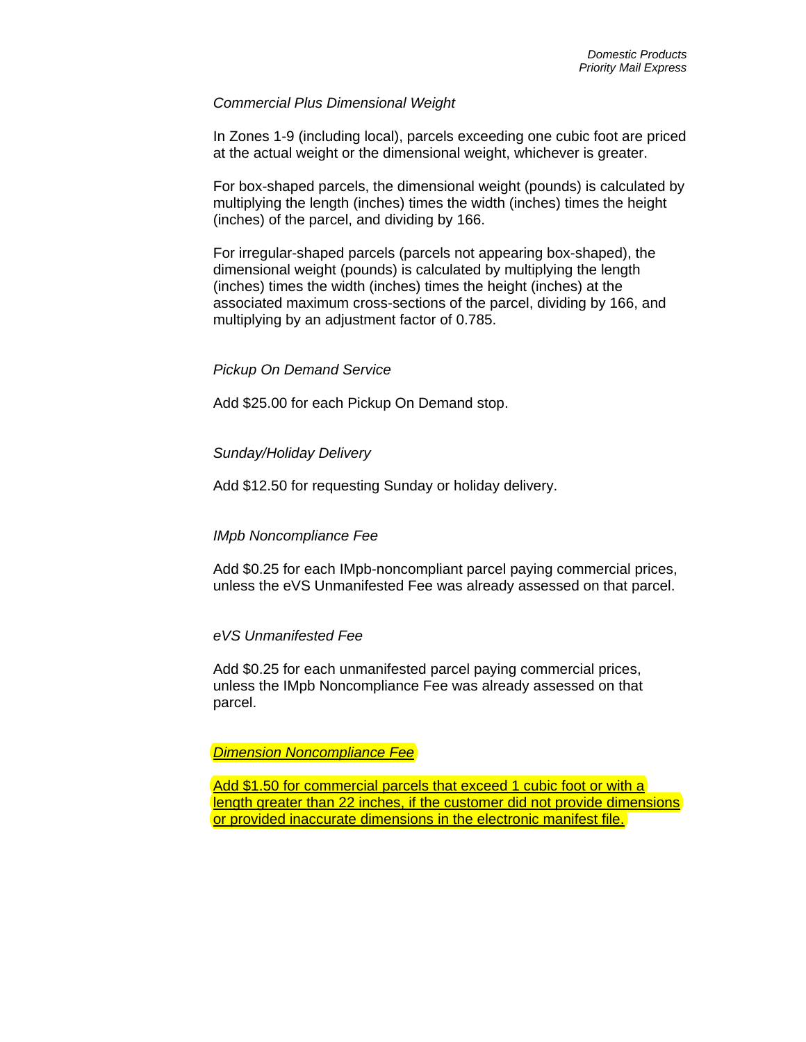*Commercial Plus Dimensional Weight*

In Zones 1-9 (including local), parcels exceeding one cubic foot are priced at the actual weight or the dimensional weight, whichever is greater.

For box-shaped parcels, the dimensional weight (pounds) is calculated by multiplying the length (inches) times the width (inches) times the height (inches) of the parcel, and dividing by 166.

For irregular-shaped parcels (parcels not appearing box-shaped), the dimensional weight (pounds) is calculated by multiplying the length (inches) times the width (inches) times the height (inches) at the associated maximum cross-sections of the parcel, dividing by 166, and multiplying by an adjustment factor of 0.785.

*Pickup On Demand Service*

Add $25.00 for each Pickup On Demand stop.

*Sunday/Holiday Delivery*

Add $12.50 for requesting Sunday or holiday delivery.

*IMpb Noncompliance Fee*

Add $0.25 for each IMpb-noncompliant parcel paying commercial prices, unless the eVS Unmanifested Fee was already assessed on that parcel.

*eVS Unmanifested Fee*

Add $0.25 for each unmanifested parcel paying commercial prices, unless the IMpb Noncompliance Fee was already assessed on that parcel.

*Dimension Noncompliance Fee*

Add $1.50 for commercial parcels that exceed 1 cubic foot or with a length greater than 22 inches, if the customer did not provide dimensions or provided inaccurate dimensions in the electronic manifest file.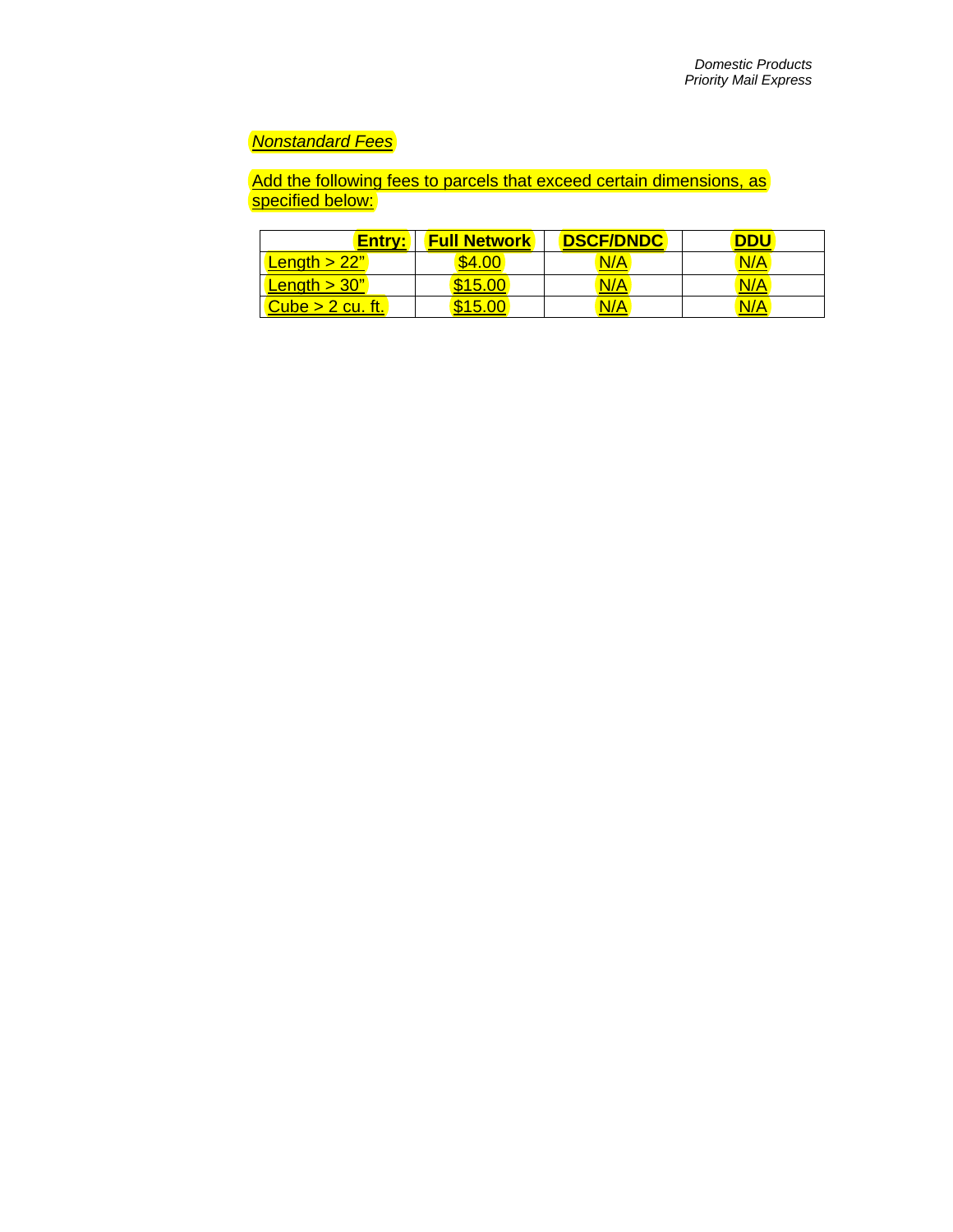*Nonstandard Fees*

Add the following fees to parcels that exceed certain dimensions, as specified below:

| Entry: | Full Network | DSCF/DNDC | DDU |
|---|---|---|---|
| Length > 22” | $4.00 | N/A | N/A |
| Length > 30” | $15.00 | N/A | N/A |
| Cube > 2 cu. ft. | $15.00 | N/A | N/A |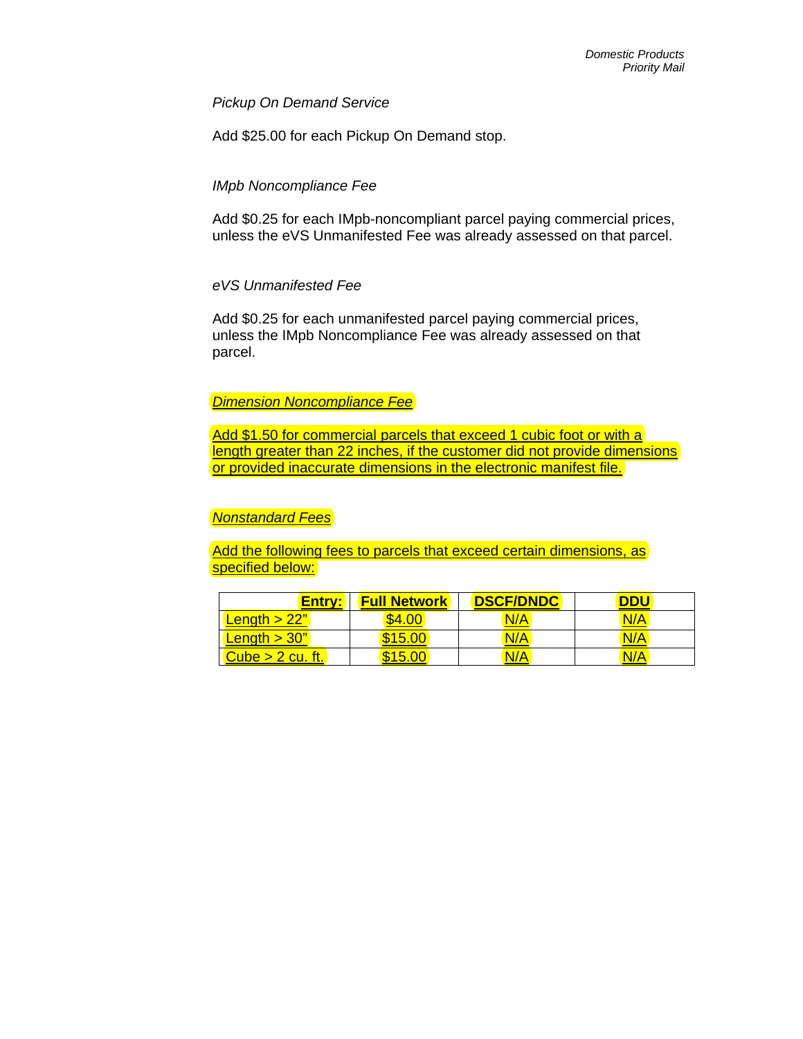*Pickup On Demand Service*

Add $25.00 for each Pickup On Demand stop.

*IMpb Noncompliance Fee*

Add $0.25 for each IMpb-noncompliant parcel paying commercial prices, unless the eVS Unmanifested Fee was already assessed on that parcel.

*eVS Unmanifested Fee*

Add $0.25 for each unmanifested parcel paying commercial prices, unless the IMpb Noncompliance Fee was already assessed on that parcel.

*Dimension Noncompliance Fee*

Add $1.50 for commercial parcels that exceed 1 cubic foot or with a length greater than 22 inches, if the customer did not provide dimensions or provided inaccurate dimensions in the electronic manifest file.

*Nonstandard Fees*

Add the following fees to parcels that exceed certain dimensions, as specified below:

| Entry: | Full Network | DSCF/DNDC | DDU |
|---|---|---|---|
| Length > 22” | $4.00 | N/A | N/A |
| Length > 30” | $15.00 | N/A | N/A |
| Cube > 2 cu. ft. | $15.00 | N/A | N/A |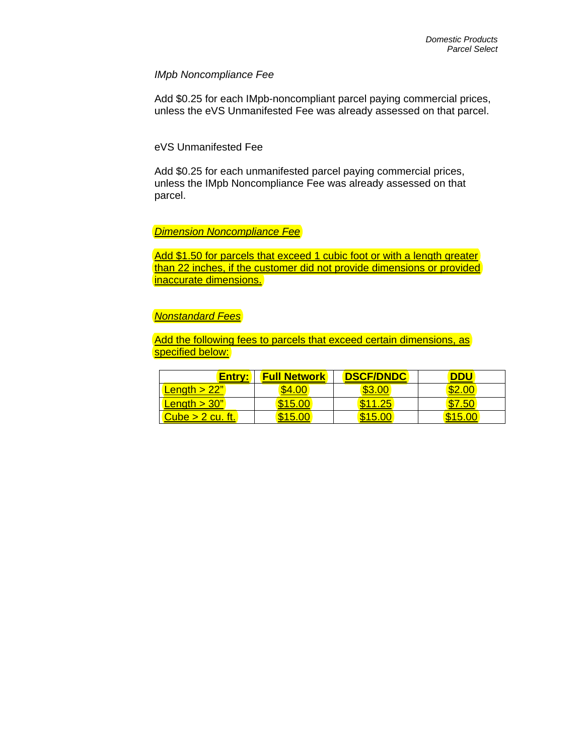*IMpb Noncompliance Fee*

Add $0.25 for each IMpb-noncompliant parcel paying commercial prices, unless the eVS Unmanifested Fee was already assessed on that parcel.

eVS Unmanifested Fee

Add $0.25 for each unmanifested parcel paying commercial prices, unless the IMpb Noncompliance Fee was already assessed on that parcel.

*Dimension Noncompliance Fee*

Add $1.50 for parcels that exceed 1 cubic foot or with a length greater than 22 inches, if the customer did not provide dimensions or provided inaccurate dimensions.

*Nonstandard Fees*

Add the following fees to parcels that exceed certain dimensions, as specified below:

| **Entry:** | **Full Network** | **DSCF/DNDC** | **DDU** |
|---|---|---|---|
| Length > 22” | $4.00 | $3.00 | $2.00 |
| Length > 30” | $15.00 | $11.25 | $7.50 |
| Cube > 2 cu. ft. | $15.00 | $15.00 | $15.00 |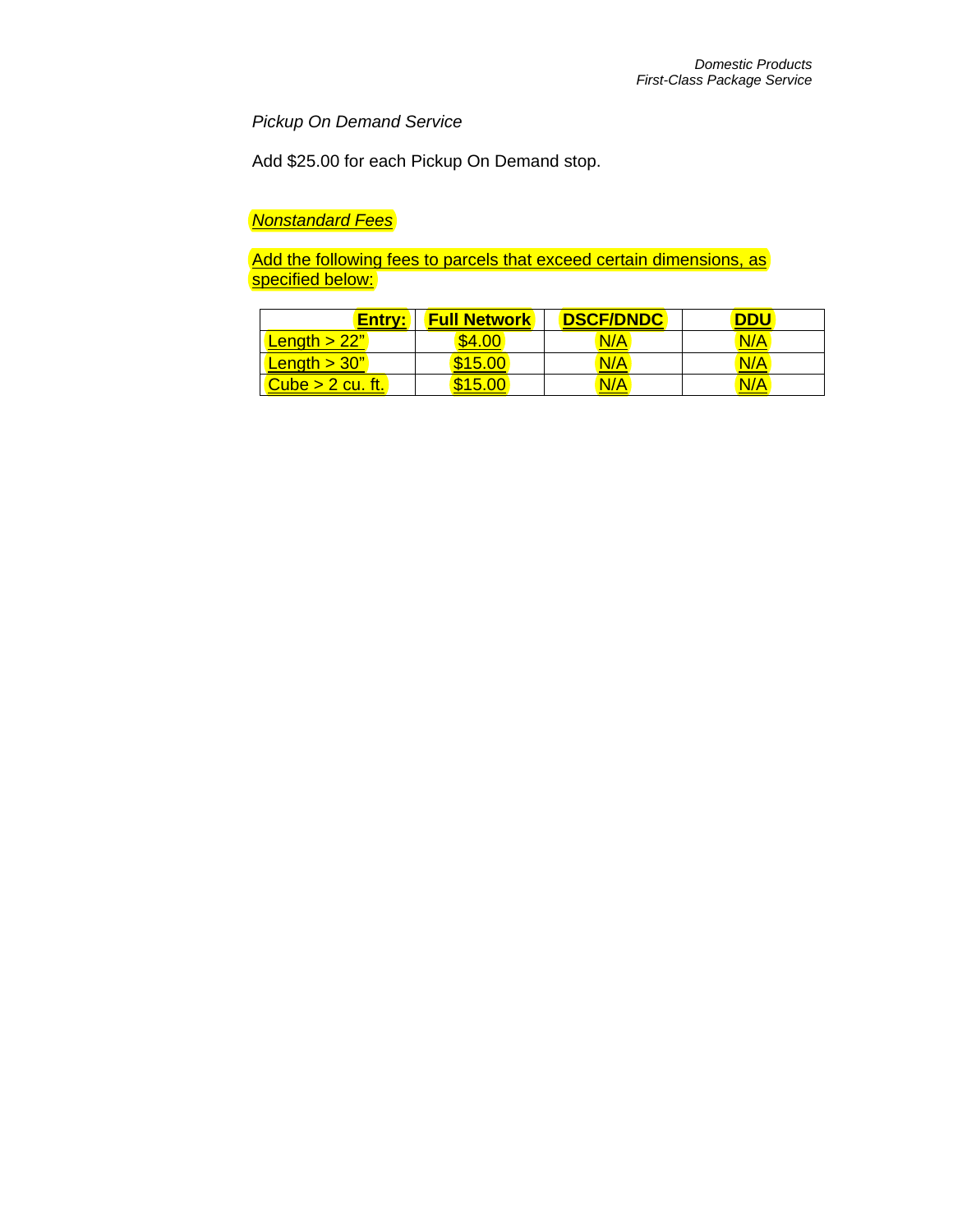*Pickup On Demand Service*

Add $25.00 for each Pickup On Demand stop.

*Nonstandard Fees*

Add the following fees to parcels that exceed certain dimensions, as specified below:

| Entry: | Full Network | DSCF/DNDC | DDU |
|---|---|---|---|
| Length > 22” | $4.00 | N/A | N/A |
| Length > 30” | $15.00 | N/A | N/A |
| Cube > 2 cu. ft. | $15.00 | N/A | N/A |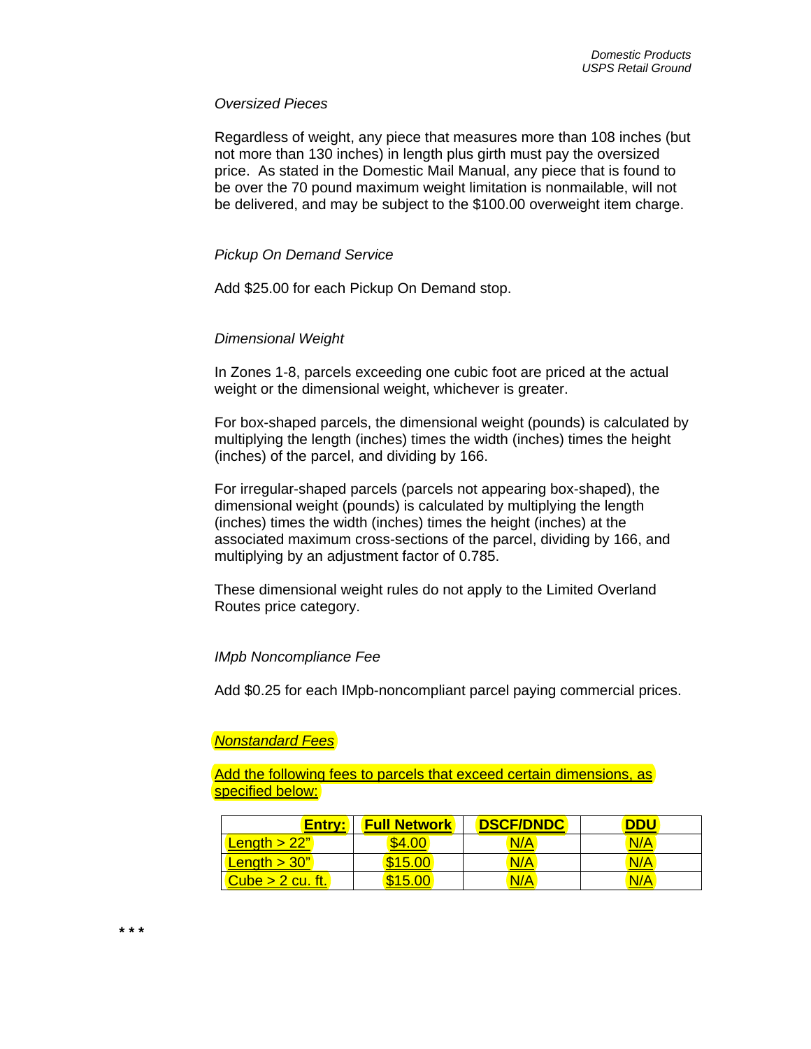*Oversized Pieces*

Regardless of weight, any piece that measures more than 108 inches (but not more than 130 inches) in length plus girth must pay the oversized price. As stated in the Domestic Mail Manual, any piece that is found to be over the 70 pound maximum weight limitation is nonmailable, will not be delivered, and may be subject to the $100.00 overweight item charge.

*Pickup On Demand Service*

Add $25.00 for each Pickup On Demand stop.

*Dimensional Weight*

In Zones 1-8, parcels exceeding one cubic foot are priced at the actual weight or the dimensional weight, whichever is greater.

For box-shaped parcels, the dimensional weight (pounds) is calculated by multiplying the length (inches) times the width (inches) times the height (inches) of the parcel, and dividing by 166.

For irregular-shaped parcels (parcels not appearing box-shaped), the dimensional weight (pounds) is calculated by multiplying the length (inches) times the width (inches) times the height (inches) at the associated maximum cross-sections of the parcel, dividing by 166, and multiplying by an adjustment factor of 0.785.

These dimensional weight rules do not apply to the Limited Overland Routes price category.

*IMpb Noncompliance Fee*

Add $0.25 for each IMpb-noncompliant parcel paying commercial prices.

*Nonstandard Fees*

Add the following fees to parcels that exceed certain dimensions, as specified below:

| **Entry:** | **Full Network** | **DSCF/DNDC** | **DDU** |
|---|---|---|---|
| Length > 22" | $4.00 | N/A | N/A |
| Length > 30" | $15.00 | N/A | N/A |
| Cube > 2 cu. ft. | $15.00 | N/A | N/A |

\* \* \*